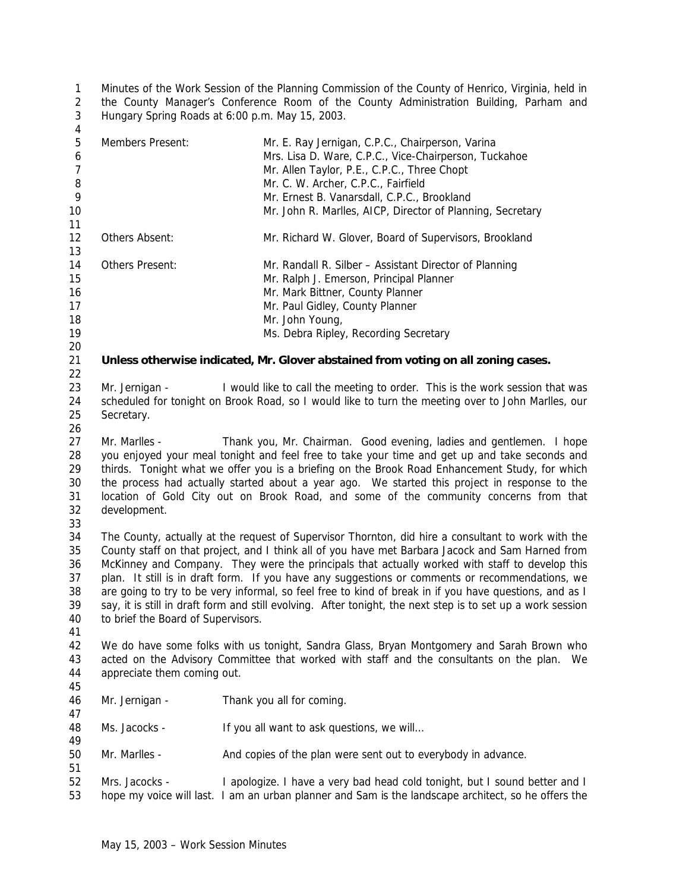Minutes of the Work Session of the Planning Commission of the County of Henrico, Virginia, held in the County Manager's Conference Room of the County Administration Building, Parham and Hungary Spring Roads at 6:00 p.m. May 15, 2003.

| | |
|---|---|
| Members Present: | Mr. E. Ray Jernigan, C.P.C., Chairperson, Varina |
| | Mrs. Lisa D. Ware, C.P.C., Vice-Chairperson, Tuckahoe |
| | Mr. Allen Taylor, P.E., C.P.C., Three Chopt |
| | Mr. C. W. Archer, C.P.C., Fairfield |
| | Mr. Ernest B. Vanarsdall, C.P.C., Brookland |
| | Mr. John R. Marlles, AICP, Director of Planning, Secretary |
| Others Absent: | Mr. Richard W. Glover, Board of Supervisors, Brookland |
| Others Present: | Mr. Randall R. Silber – Assistant Director of Planning |
| | Mr. Ralph J. Emerson, Principal Planner |
| | Mr. Mark Bittner, County Planner |
| | Mr. Paul Gidley, County Planner |
| | Mr. John Young, |
| | Ms. Debra Ripley, Recording Secretary |

**Unless otherwise indicated, Mr. Glover abstained from voting on all zoning cases.**

Mr. Jernigan - I would like to call the meeting to order. This is the work session that was scheduled for tonight on Brook Road, so I would like to turn the meeting over to John Marlles, our Secretary.

Mr. Marlles - Thank you, Mr. Chairman. Good evening, ladies and gentlemen. I hope you enjoyed your meal tonight and feel free to take your time and get up and take seconds and thirds. Tonight what we offer you is a briefing on the Brook Road Enhancement Study, for which the process had actually started about a year ago. We started this project in response to the location of Gold City out on Brook Road, and some of the community concerns from that development.

The County, actually at the request of Supervisor Thornton, did hire a consultant to work with the County staff on that project, and I think all of you have met Barbara Jacock and Sam Harned from McKinney and Company. They were the principals that actually worked with staff to develop this plan. It still is in draft form. If you have any suggestions or comments or recommendations, we are going to try to be very informal, so feel free to kind of break in if you have questions, and as I say, it is still in draft form and still evolving. After tonight, the next step is to set up a work session to brief the Board of Supervisors.

We do have some folks with us tonight, Sandra Glass, Bryan Montgomery and Sarah Brown who acted on the Advisory Committee that worked with staff and the consultants on the plan. We appreciate them coming out.

Mr. Jernigan - Thank you all for coming.

Ms. Jacocks - If you all want to ask questions, we will…

Mr. Marlles - And copies of the plan were sent out to everybody in advance.

Mrs. Jacocks - I apologize. I have a very bad head cold tonight, but I sound better and I hope my voice will last. I am an urban planner and Sam is the landscape architect, so he offers the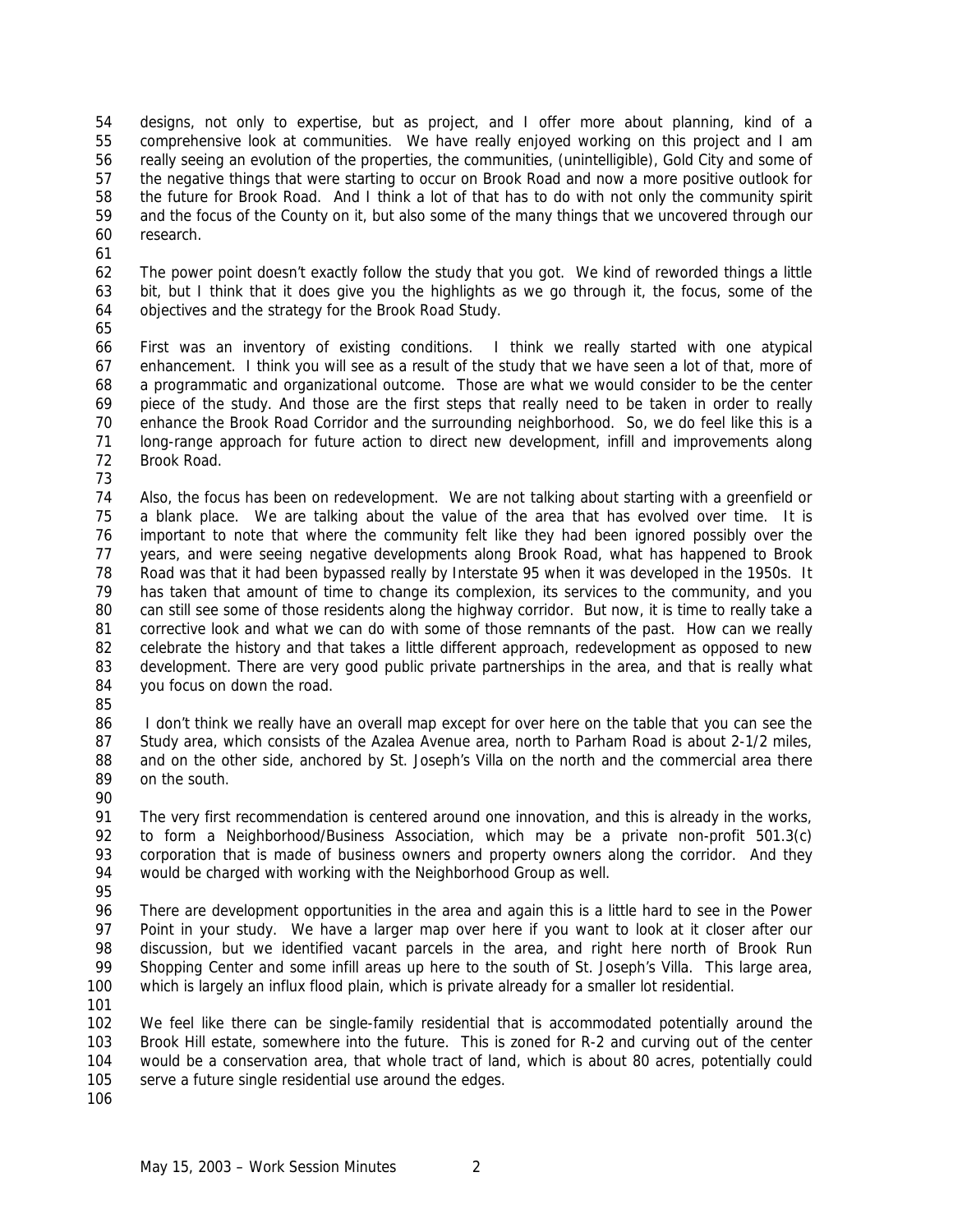designs, not only to expertise, but as project, and I offer more about planning, kind of a comprehensive look at communities. We have really enjoyed working on this project and I am really seeing an evolution of the properties, the communities, (unintelligible), Gold City and some of the negative things that were starting to occur on Brook Road and now a more positive outlook for the future for Brook Road. And I think a lot of that has to do with not only the community spirit and the focus of the County on it, but also some of the many things that we uncovered through our research.

The power point doesn't exactly follow the study that you got. We kind of reworded things a little bit, but I think that it does give you the highlights as we go through it, the focus, some of the objectives and the strategy for the Brook Road Study.

First was an inventory of existing conditions. I think we really started with one atypical enhancement. I think you will see as a result of the study that we have seen a lot of that, more of a programmatic and organizational outcome. Those are what we would consider to be the center piece of the study. And those are the first steps that really need to be taken in order to really enhance the Brook Road Corridor and the surrounding neighborhood. So, we do feel like this is a long-range approach for future action to direct new development, infill and improvements along Brook Road.

Also, the focus has been on redevelopment. We are not talking about starting with a greenfield or a blank place. We are talking about the value of the area that has evolved over time. It is important to note that where the community felt like they had been ignored possibly over the years, and were seeing negative developments along Brook Road, what has happened to Brook Road was that it had been bypassed really by Interstate 95 when it was developed in the 1950s. It has taken that amount of time to change its complexion, its services to the community, and you can still see some of those residents along the highway corridor. But now, it is time to really take a corrective look and what we can do with some of those remnants of the past. How can we really celebrate the history and that takes a little different approach, redevelopment as opposed to new development. There are very good public private partnerships in the area, and that is really what you focus on down the road.

I don't think we really have an overall map except for over here on the table that you can see the Study area, which consists of the Azalea Avenue area, north to Parham Road is about 2-1/2 miles, and on the other side, anchored by St. Joseph's Villa on the north and the commercial area there on the south.

The very first recommendation is centered around one innovation, and this is already in the works, to form a Neighborhood/Business Association, which may be a private non-profit 501.3(c) corporation that is made of business owners and property owners along the corridor. And they would be charged with working with the Neighborhood Group as well.

There are development opportunities in the area and again this is a little hard to see in the Power Point in your study. We have a larger map over here if you want to look at it closer after our discussion, but we identified vacant parcels in the area, and right here north of Brook Run Shopping Center and some infill areas up here to the south of St. Joseph's Villa. This large area, which is largely an influx flood plain, which is private already for a smaller lot residential.

We feel like there can be single-family residential that is accommodated potentially around the Brook Hill estate, somewhere into the future. This is zoned for R-2 and curving out of the center would be a conservation area, that whole tract of land, which is about 80 acres, potentially could serve a future single residential use around the edges.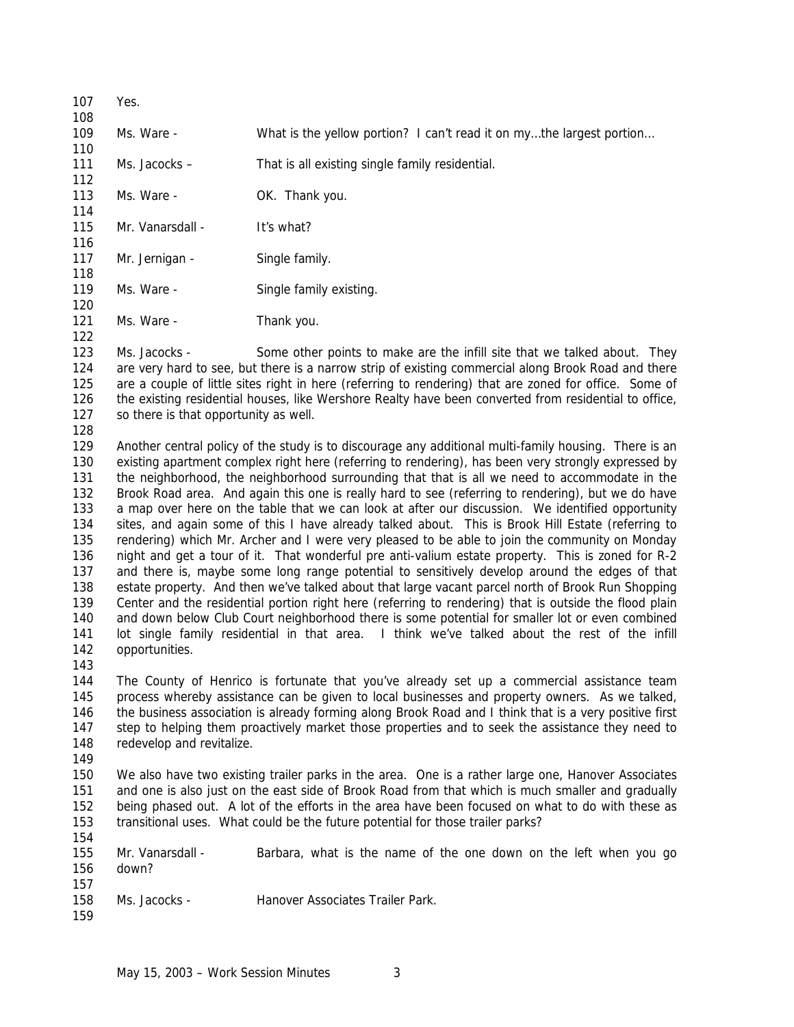Yes.

Ms. Ware - What is the yellow portion? I can't read it on my…the largest portion…

Ms. Jacocks – That is all existing single family residential.

Ms. Ware - OK. Thank you.

Mr. Vanarsdall - It's what?

Mr. Jernigan - Single family.

Ms. Ware - Single family existing.

Ms. Ware - Thank you.

Ms. Jacocks - Some other points to make are the infill site that we talked about. They are very hard to see, but there is a narrow strip of existing commercial along Brook Road and there are a couple of little sites right in here (referring to rendering) that are zoned for office. Some of the existing residential houses, like Wershore Realty have been converted from residential to office, so there is that opportunity as well.

Another central policy of the study is to discourage any additional multi-family housing. There is an existing apartment complex right here (referring to rendering), has been very strongly expressed by the neighborhood, the neighborhood surrounding that that is all we need to accommodate in the Brook Road area. And again this one is really hard to see (referring to rendering), but we do have a map over here on the table that we can look at after our discussion. We identified opportunity sites, and again some of this I have already talked about. This is Brook Hill Estate (referring to rendering) which Mr. Archer and I were very pleased to be able to join the community on Monday night and get a tour of it. That wonderful pre anti-valium estate property. This is zoned for R-2 and there is, maybe some long range potential to sensitively develop around the edges of that estate property. And then we've talked about that large vacant parcel north of Brook Run Shopping Center and the residential portion right here (referring to rendering) that is outside the flood plain and down below Club Court neighborhood there is some potential for smaller lot or even combined lot single family residential in that area. I think we've talked about the rest of the infill opportunities.

The County of Henrico is fortunate that you've already set up a commercial assistance team process whereby assistance can be given to local businesses and property owners. As we talked, the business association is already forming along Brook Road and I think that is a very positive first step to helping them proactively market those properties and to seek the assistance they need to redevelop and revitalize.

We also have two existing trailer parks in the area. One is a rather large one, Hanover Associates and one is also just on the east side of Brook Road from that which is much smaller and gradually being phased out. A lot of the efforts in the area have been focused on what to do with these as transitional uses. What could be the future potential for those trailer parks?

Mr. Vanarsdall - Barbara, what is the name of the one down on the left when you go down?

Ms. Jacocks - Hanover Associates Trailer Park.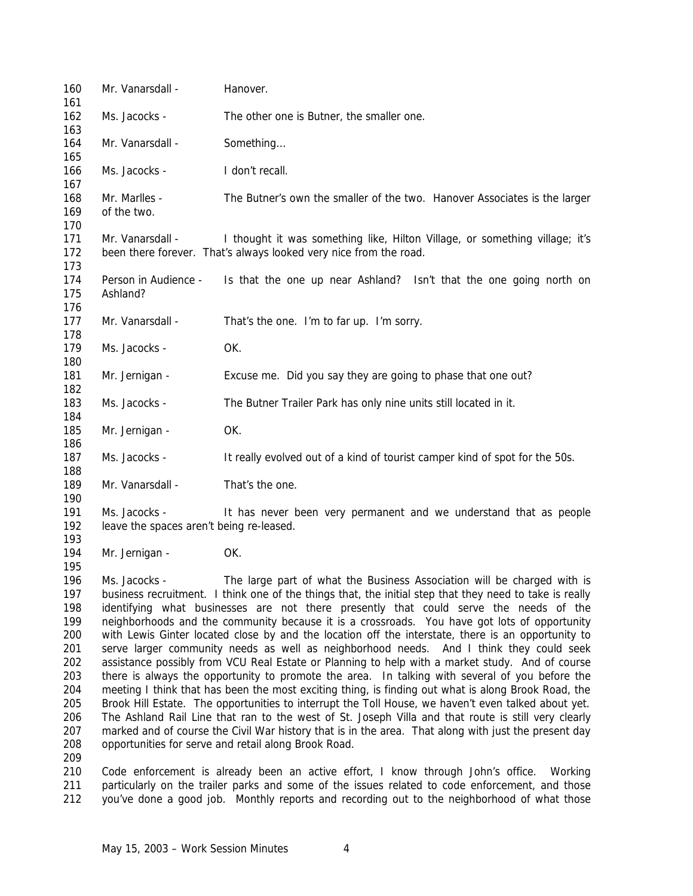Mr. Vanarsdall - Hanover.

Ms. Jacocks - The other one is Butner, the smaller one.

Mr. Vanarsdall - Something...

Ms. Jacocks - I don't recall.

Mr. Marlles - The Butner's own the smaller of the two. Hanover Associates is the larger of the two.

Mr. Vanarsdall - I thought it was something like, Hilton Village, or something village; it's been there forever. That's always looked very nice from the road.

Person in Audience - Is that the one up near Ashland? Isn't that the one going north on Ashland?

Mr. Vanarsdall - That's the one. I'm to far up. I'm sorry.

Ms. Jacocks - OK.

Mr. Jernigan - Excuse me. Did you say they are going to phase that one out?

Ms. Jacocks - The Butner Trailer Park has only nine units still located in it.

Mr. Jernigan - OK.

Ms. Jacocks - It really evolved out of a kind of tourist camper kind of spot for the 50s.

Mr. Vanarsdall - That's the one.

Ms. Jacocks - It has never been very permanent and we understand that as people leave the spaces aren't being re-leased.

Mr. Jernigan - OK.

Ms. Jacocks - The large part of what the Business Association will be charged with is business recruitment. I think one of the things that, the initial step that they need to take is really identifying what businesses are not there presently that could serve the needs of the neighborhoods and the community because it is a crossroads. You have got lots of opportunity with Lewis Ginter located close by and the location off the interstate, there is an opportunity to serve larger community needs as well as neighborhood needs. And I think they could seek assistance possibly from VCU Real Estate or Planning to help with a market study. And of course there is always the opportunity to promote the area. In talking with several of you before the meeting I think that has been the most exciting thing, is finding out what is along Brook Road, the Brook Hill Estate. The opportunities to interrupt the Toll House, we haven't even talked about yet. The Ashland Rail Line that ran to the west of St. Joseph Villa and that route is still very clearly marked and of course the Civil War history that is in the area. That along with just the present day opportunities for serve and retail along Brook Road.

Code enforcement is already been an active effort, I know through John's office. Working particularly on the trailer parks and some of the issues related to code enforcement, and those you've done a good job. Monthly reports and recording out to the neighborhood of what those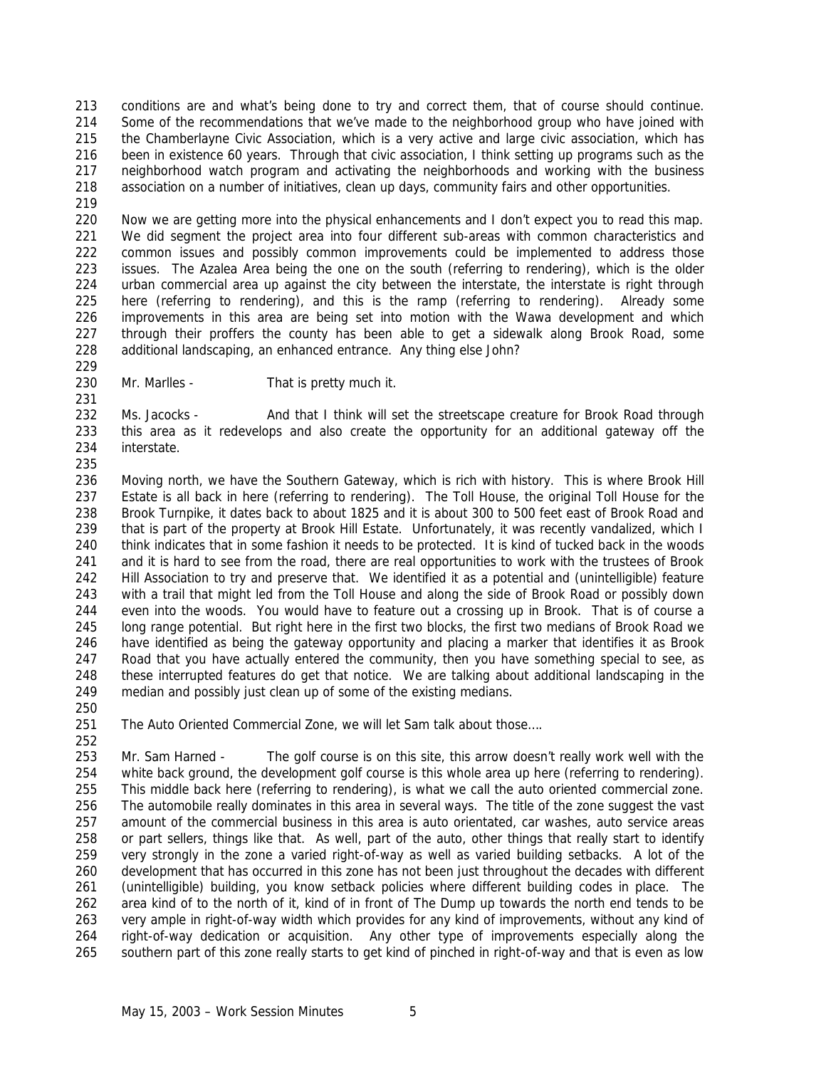conditions are and what's being done to try and correct them, that of course should continue. Some of the recommendations that we've made to the neighborhood group who have joined with the Chamberlayne Civic Association, which is a very active and large civic association, which has been in existence 60 years. Through that civic association, I think setting up programs such as the neighborhood watch program and activating the neighborhoods and working with the business association on a number of initiatives, clean up days, community fairs and other opportunities.

Now we are getting more into the physical enhancements and I don't expect you to read this map. We did segment the project area into four different sub-areas with common characteristics and common issues and possibly common improvements could be implemented to address those issues. The Azalea Area being the one on the south (referring to rendering), which is the older urban commercial area up against the city between the interstate, the interstate is right through here (referring to rendering), and this is the ramp (referring to rendering). Already some improvements in this area are being set into motion with the Wawa development and which through their proffers the county has been able to get a sidewalk along Brook Road, some additional landscaping, an enhanced entrance. Any thing else John?

Mr. Marlles - That is pretty much it.

Ms. Jacocks - And that I think will set the streetscape creature for Brook Road through this area as it redevelops and also create the opportunity for an additional gateway off the interstate.

Moving north, we have the Southern Gateway, which is rich with history. This is where Brook Hill Estate is all back in here (referring to rendering). The Toll House, the original Toll House for the Brook Turnpike, it dates back to about 1825 and it is about 300 to 500 feet east of Brook Road and that is part of the property at Brook Hill Estate. Unfortunately, it was recently vandalized, which I think indicates that in some fashion it needs to be protected. It is kind of tucked back in the woods and it is hard to see from the road, there are real opportunities to work with the trustees of Brook Hill Association to try and preserve that. We identified it as a potential and (unintelligible) feature with a trail that might led from the Toll House and along the side of Brook Road or possibly down even into the woods. You would have to feature out a crossing up in Brook. That is of course a long range potential. But right here in the first two blocks, the first two medians of Brook Road we have identified as being the gateway opportunity and placing a marker that identifies it as Brook Road that you have actually entered the community, then you have something special to see, as these interrupted features do get that notice. We are talking about additional landscaping in the median and possibly just clean up of some of the existing medians.

The Auto Oriented Commercial Zone, we will let Sam talk about those….

Mr. Sam Harned - The golf course is on this site, this arrow doesn't really work well with the white back ground, the development golf course is this whole area up here (referring to rendering). This middle back here (referring to rendering), is what we call the auto oriented commercial zone. The automobile really dominates in this area in several ways. The title of the zone suggest the vast amount of the commercial business in this area is auto orientated, car washes, auto service areas or part sellers, things like that. As well, part of the auto, other things that really start to identify very strongly in the zone a varied right-of-way as well as varied building setbacks. A lot of the development that has occurred in this zone has not been just throughout the decades with different (unintelligible) building, you know setback policies where different building codes in place. The area kind of to the north of it, kind of in front of The Dump up towards the north end tends to be very ample in right-of-way width which provides for any kind of improvements, without any kind of right-of-way dedication or acquisition. Any other type of improvements especially along the southern part of this zone really starts to get kind of pinched in right-of-way and that is even as low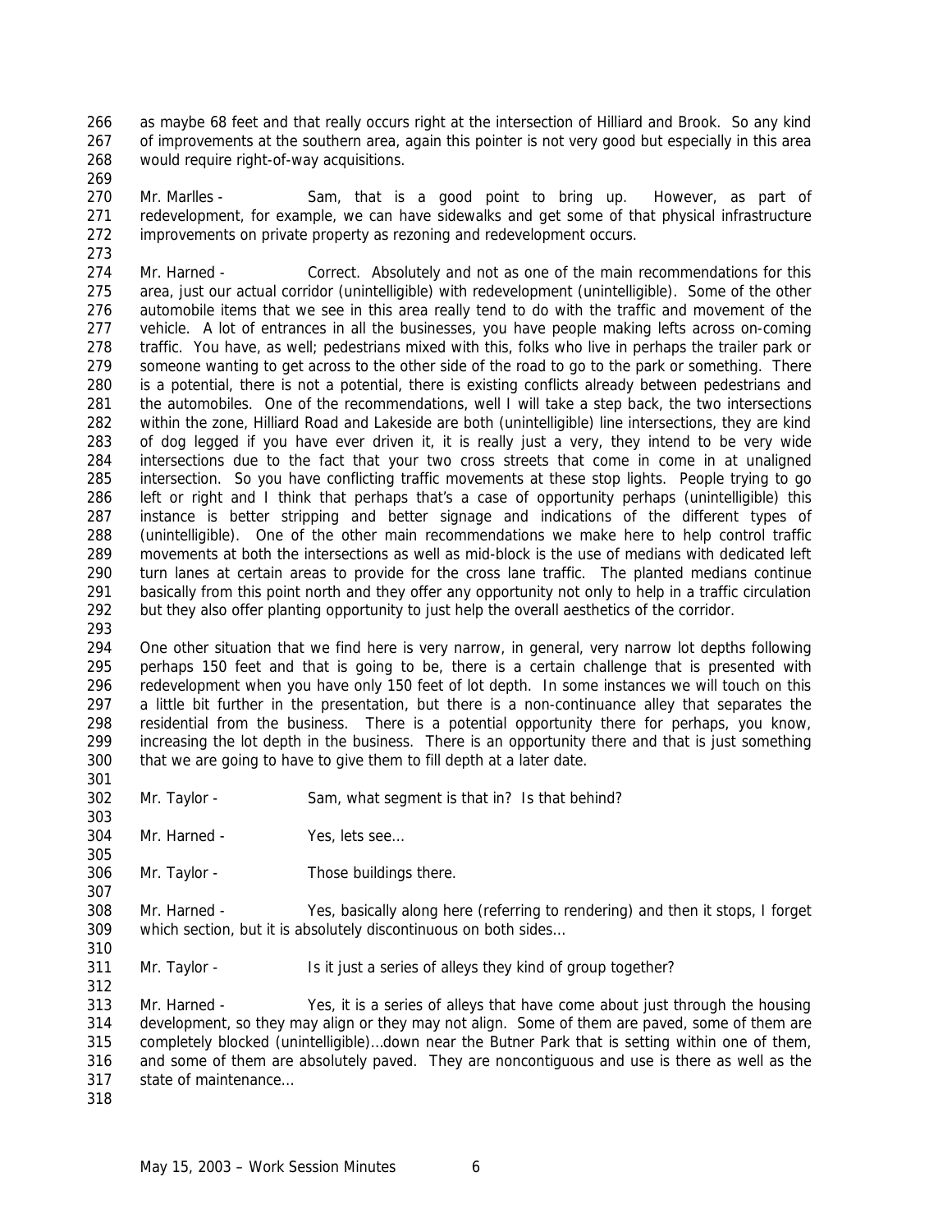as maybe 68 feet and that really occurs right at the intersection of Hilliard and Brook. So any kind of improvements at the southern area, again this pointer is not very good but especially in this area would require right-of-way acquisitions.

Mr. Marlles - Sam, that is a good point to bring up. However, as part of redevelopment, for example, we can have sidewalks and get some of that physical infrastructure improvements on private property as rezoning and redevelopment occurs.

Mr. Harned - Correct. Absolutely and not as one of the main recommendations for this area, just our actual corridor (unintelligible) with redevelopment (unintelligible). Some of the other automobile items that we see in this area really tend to do with the traffic and movement of the vehicle. A lot of entrances in all the businesses, you have people making lefts across on-coming traffic. You have, as well; pedestrians mixed with this, folks who live in perhaps the trailer park or someone wanting to get across to the other side of the road to go to the park or something. There is a potential, there is not a potential, there is existing conflicts already between pedestrians and the automobiles. One of the recommendations, well I will take a step back, the two intersections within the zone, Hilliard Road and Lakeside are both (unintelligible) line intersections, they are kind of dog legged if you have ever driven it, it is really just a very, they intend to be very wide intersections due to the fact that your two cross streets that come in come in at unaligned intersection. So you have conflicting traffic movements at these stop lights. People trying to go left or right and I think that perhaps that's a case of opportunity perhaps (unintelligible) this instance is better stripping and better signage and indications of the different types of (unintelligible). One of the other main recommendations we make here to help control traffic movements at both the intersections as well as mid-block is the use of medians with dedicated left turn lanes at certain areas to provide for the cross lane traffic. The planted medians continue basically from this point north and they offer any opportunity not only to help in a traffic circulation but they also offer planting opportunity to just help the overall aesthetics of the corridor.

One other situation that we find here is very narrow, in general, very narrow lot depths following perhaps 150 feet and that is going to be, there is a certain challenge that is presented with redevelopment when you have only 150 feet of lot depth. In some instances we will touch on this a little bit further in the presentation, but there is a non-continuance alley that separates the residential from the business. There is a potential opportunity there for perhaps, you know, increasing the lot depth in the business. There is an opportunity there and that is just something that we are going to have to give them to fill depth at a later date.

Mr. Taylor - Sam, what segment is that in? Is that behind?

Mr. Harned - Yes, lets see…

Mr. Taylor - Those buildings there.

Mr. Harned - Yes, basically along here (referring to rendering) and then it stops, I forget which section, but it is absolutely discontinuous on both sides…

Mr. Taylor - Is it just a series of alleys they kind of group together?

Mr. Harned - Yes, it is a series of alleys that have come about just through the housing development, so they may align or they may not align. Some of them are paved, some of them are completely blocked (unintelligible)…down near the Butner Park that is setting within one of them, and some of them are absolutely paved. They are noncontiguous and use is there as well as the state of maintenance…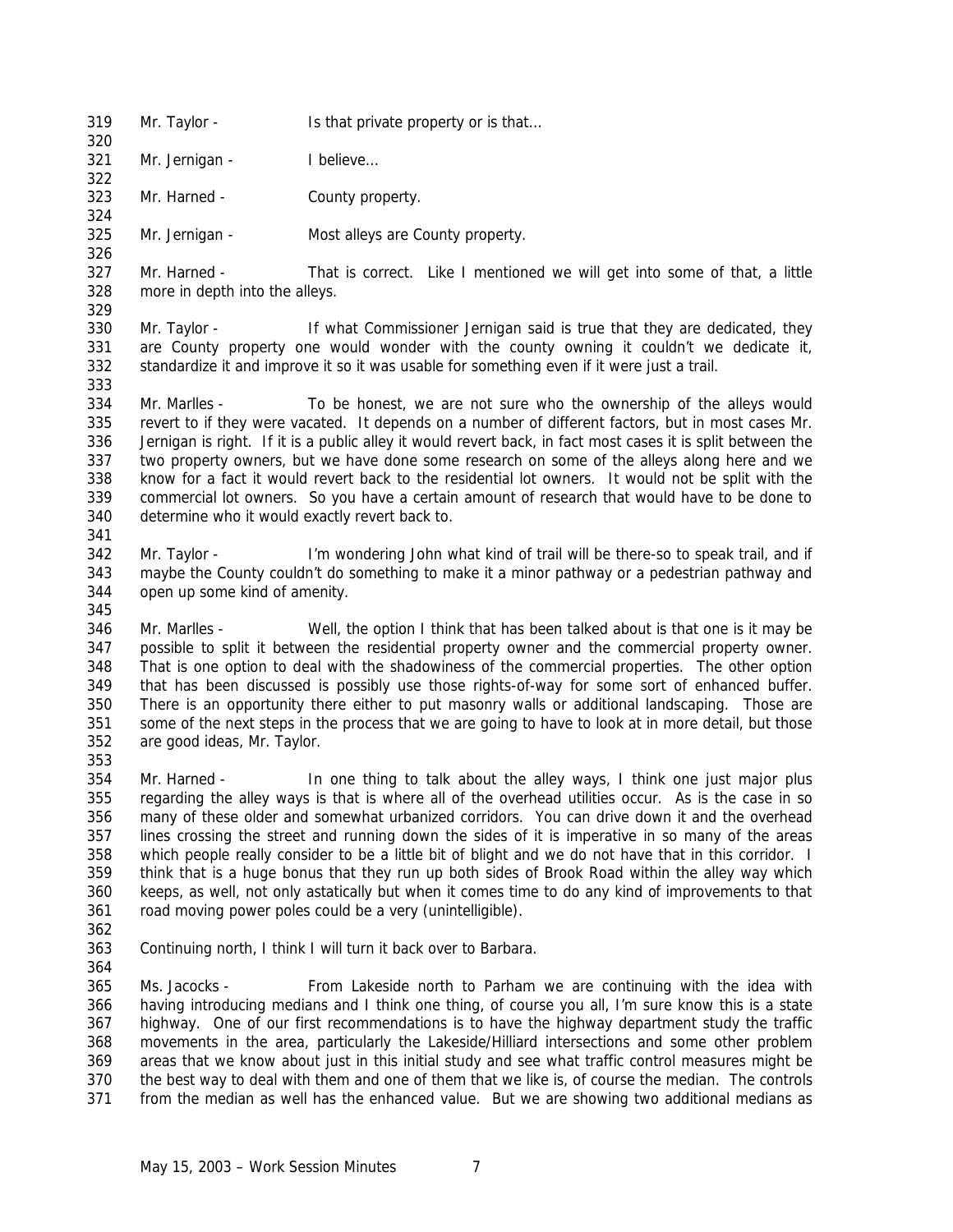Mr. Taylor - Is that private property or is that…

Mr. Jernigan - I believe…

Mr. Harned - County property.

Mr. Jernigan - Most alleys are County property.

Mr. Harned - That is correct. Like I mentioned we will get into some of that, a little more in depth into the alleys.

Mr. Taylor - If what Commissioner Jernigan said is true that they are dedicated, they are County property one would wonder with the county owning it couldn't we dedicate it, standardize it and improve it so it was usable for something even if it were just a trail.

Mr. Marlles - To be honest, we are not sure who the ownership of the alleys would revert to if they were vacated. It depends on a number of different factors, but in most cases Mr. Jernigan is right. If it is a public alley it would revert back, in fact most cases it is split between the two property owners, but we have done some research on some of the alleys along here and we know for a fact it would revert back to the residential lot owners. It would not be split with the commercial lot owners. So you have a certain amount of research that would have to be done to determine who it would exactly revert back to.

Mr. Taylor - I'm wondering John what kind of trail will be there-so to speak trail, and if maybe the County couldn't do something to make it a minor pathway or a pedestrian pathway and open up some kind of amenity.

Mr. Marlles - Well, the option I think that has been talked about is that one is it may be possible to split it between the residential property owner and the commercial property owner. That is one option to deal with the shadowiness of the commercial properties. The other option that has been discussed is possibly use those rights-of-way for some sort of enhanced buffer. There is an opportunity there either to put masonry walls or additional landscaping. Those are some of the next steps in the process that we are going to have to look at in more detail, but those are good ideas, Mr. Taylor.

Mr. Harned - In one thing to talk about the alley ways, I think one just major plus regarding the alley ways is that is where all of the overhead utilities occur. As is the case in so many of these older and somewhat urbanized corridors. You can drive down it and the overhead lines crossing the street and running down the sides of it is imperative in so many of the areas which people really consider to be a little bit of blight and we do not have that in this corridor. I think that is a huge bonus that they run up both sides of Brook Road within the alley way which keeps, as well, not only astatically but when it comes time to do any kind of improvements to that road moving power poles could be a very (unintelligible).

Continuing north, I think I will turn it back over to Barbara.

Ms. Jacocks - From Lakeside north to Parham we are continuing with the idea with having introducing medians and I think one thing, of course you all, I'm sure know this is a state highway. One of our first recommendations is to have the highway department study the traffic movements in the area, particularly the Lakeside/Hilliard intersections and some other problem areas that we know about just in this initial study and see what traffic control measures might be the best way to deal with them and one of them that we like is, of course the median. The controls from the median as well has the enhanced value. But we are showing two additional medians as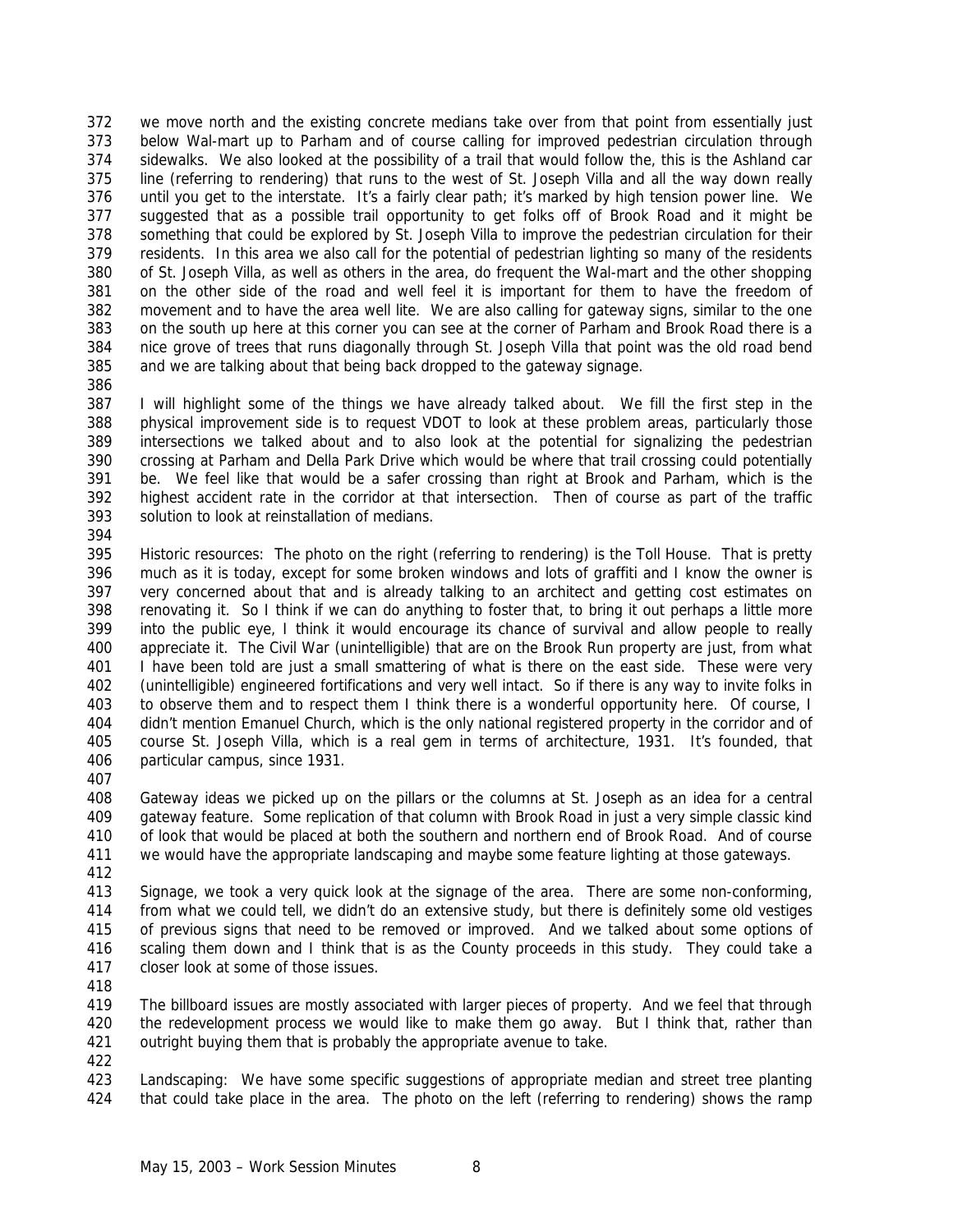we move north and the existing concrete medians take over from that point from essentially just below Wal-mart up to Parham and of course calling for improved pedestrian circulation through sidewalks. We also looked at the possibility of a trail that would follow the, this is the Ashland car line (referring to rendering) that runs to the west of St. Joseph Villa and all the way down really until you get to the interstate. It's a fairly clear path; it's marked by high tension power line. We suggested that as a possible trail opportunity to get folks off of Brook Road and it might be something that could be explored by St. Joseph Villa to improve the pedestrian circulation for their residents. In this area we also call for the potential of pedestrian lighting so many of the residents of St. Joseph Villa, as well as others in the area, do frequent the Wal-mart and the other shopping on the other side of the road and well feel it is important for them to have the freedom of movement and to have the area well lite. We are also calling for gateway signs, similar to the one on the south up here at this corner you can see at the corner of Parham and Brook Road there is a nice grove of trees that runs diagonally through St. Joseph Villa that point was the old road bend and we are talking about that being back dropped to the gateway signage.

I will highlight some of the things we have already talked about. We fill the first step in the physical improvement side is to request VDOT to look at these problem areas, particularly those intersections we talked about and to also look at the potential for signalizing the pedestrian crossing at Parham and Della Park Drive which would be where that trail crossing could potentially be. We feel like that would be a safer crossing than right at Brook and Parham, which is the highest accident rate in the corridor at that intersection. Then of course as part of the traffic solution to look at reinstallation of medians.

Historic resources: The photo on the right (referring to rendering) is the Toll House. That is pretty much as it is today, except for some broken windows and lots of graffiti and I know the owner is very concerned about that and is already talking to an architect and getting cost estimates on renovating it. So I think if we can do anything to foster that, to bring it out perhaps a little more into the public eye, I think it would encourage its chance of survival and allow people to really appreciate it. The Civil War (unintelligible) that are on the Brook Run property are just, from what I have been told are just a small smattering of what is there on the east side. These were very (unintelligible) engineered fortifications and very well intact. So if there is any way to invite folks in to observe them and to respect them I think there is a wonderful opportunity here. Of course, I didn't mention Emanuel Church, which is the only national registered property in the corridor and of course St. Joseph Villa, which is a real gem in terms of architecture, 1931. It's founded, that particular campus, since 1931.

Gateway ideas we picked up on the pillars or the columns at St. Joseph as an idea for a central gateway feature. Some replication of that column with Brook Road in just a very simple classic kind of look that would be placed at both the southern and northern end of Brook Road. And of course we would have the appropriate landscaping and maybe some feature lighting at those gateways.

Signage, we took a very quick look at the signage of the area. There are some non-conforming, from what we could tell, we didn't do an extensive study, but there is definitely some old vestiges of previous signs that need to be removed or improved. And we talked about some options of scaling them down and I think that is as the County proceeds in this study. They could take a closer look at some of those issues.

The billboard issues are mostly associated with larger pieces of property. And we feel that through the redevelopment process we would like to make them go away. But I think that, rather than outright buying them that is probably the appropriate avenue to take.

Landscaping: We have some specific suggestions of appropriate median and street tree planting that could take place in the area. The photo on the left (referring to rendering) shows the ramp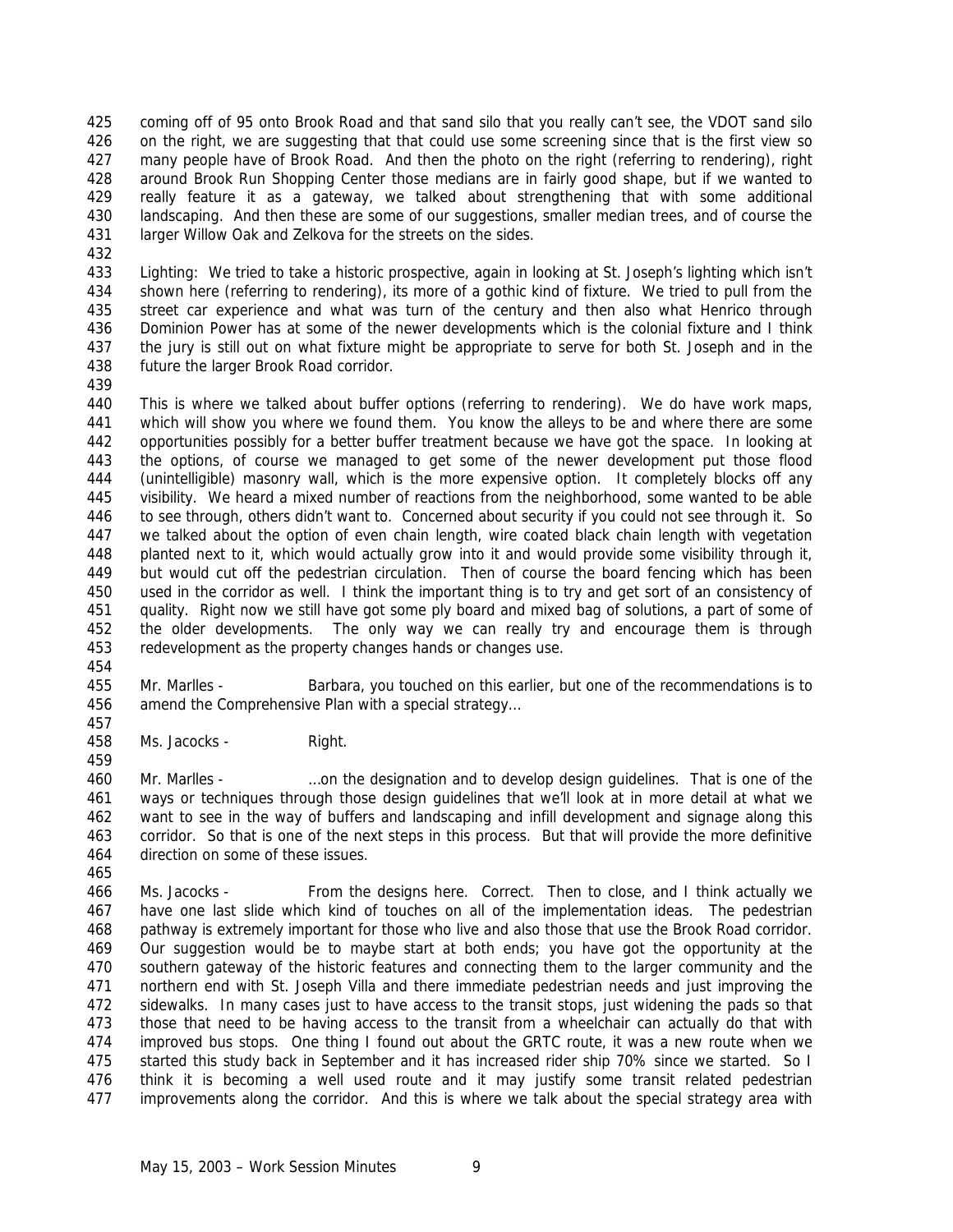425 coming off of 95 onto Brook Road and that sand silo that you really can't see, the VDOT sand silo
426 on the right, we are suggesting that that could use some screening since that is the first view so
427 many people have of Brook Road. And then the photo on the right (referring to rendering), right
428 around Brook Run Shopping Center those medians are in fairly good shape, but if we wanted to
429 really feature it as a gateway, we talked about strengthening that with some additional
430 landscaping. And then these are some of our suggestions, smaller median trees, and of course the
431 larger Willow Oak and Zelkova for the streets on the sides.
432
433 Lighting: We tried to take a historic prospective, again in looking at St. Joseph's lighting which isn't
434 shown here (referring to rendering), its more of a gothic kind of fixture. We tried to pull from the
435 street car experience and what was turn of the century and then also what Henrico through
436 Dominion Power has at some of the newer developments which is the colonial fixture and I think
437 the jury is still out on what fixture might be appropriate to serve for both St. Joseph and in the
438 future the larger Brook Road corridor.
439
440 This is where we talked about buffer options (referring to rendering). We do have work maps,
441 which will show you where we found them. You know the alleys to be and where there are some
442 opportunities possibly for a better buffer treatment because we have got the space. In looking at
443 the options, of course we managed to get some of the newer development put those flood
444 (unintelligible) masonry wall, which is the more expensive option. It completely blocks off any
445 visibility. We heard a mixed number of reactions from the neighborhood, some wanted to be able
446 to see through, others didn't want to. Concerned about security if you could not see through it. So
447 we talked about the option of even chain length, wire coated black chain length with vegetation
448 planted next to it, which would actually grow into it and would provide some visibility through it,
449 but would cut off the pedestrian circulation. Then of course the board fencing which has been
450 used in the corridor as well. I think the important thing is to try and get sort of an consistency of
451 quality. Right now we still have got some ply board and mixed bag of solutions, a part of some of
452 the older developments. The only way we can really try and encourage them is through
453 redevelopment as the property changes hands or changes use.
454
455 Mr. Marlles - Barbara, you touched on this earlier, but one of the recommendations is to
456 amend the Comprehensive Plan with a special strategy…
457
458 Ms. Jacocks - Right.
459
460 Mr. Marlles - …on the designation and to develop design guidelines. That is one of the
461 ways or techniques through those design guidelines that we'll look at in more detail at what we
462 want to see in the way of buffers and landscaping and infill development and signage along this
463 corridor. So that is one of the next steps in this process. But that will provide the more definitive
464 direction on some of these issues.
465
466 Ms. Jacocks - From the designs here. Correct. Then to close, and I think actually we
467 have one last slide which kind of touches on all of the implementation ideas. The pedestrian
468 pathway is extremely important for those who live and also those that use the Brook Road corridor.
469 Our suggestion would be to maybe start at both ends; you have got the opportunity at the
470 southern gateway of the historic features and connecting them to the larger community and the
471 northern end with St. Joseph Villa and there immediate pedestrian needs and just improving the
472 sidewalks. In many cases just to have access to the transit stops, just widening the pads so that
473 those that need to be having access to the transit from a wheelchair can actually do that with
474 improved bus stops. One thing I found out about the GRTC route, it was a new route when we
475 started this study back in September and it has increased rider ship 70% since we started. So I
476 think it is becoming a well used route and it may justify some transit related pedestrian
477 improvements along the corridor. And this is where we talk about the special strategy area with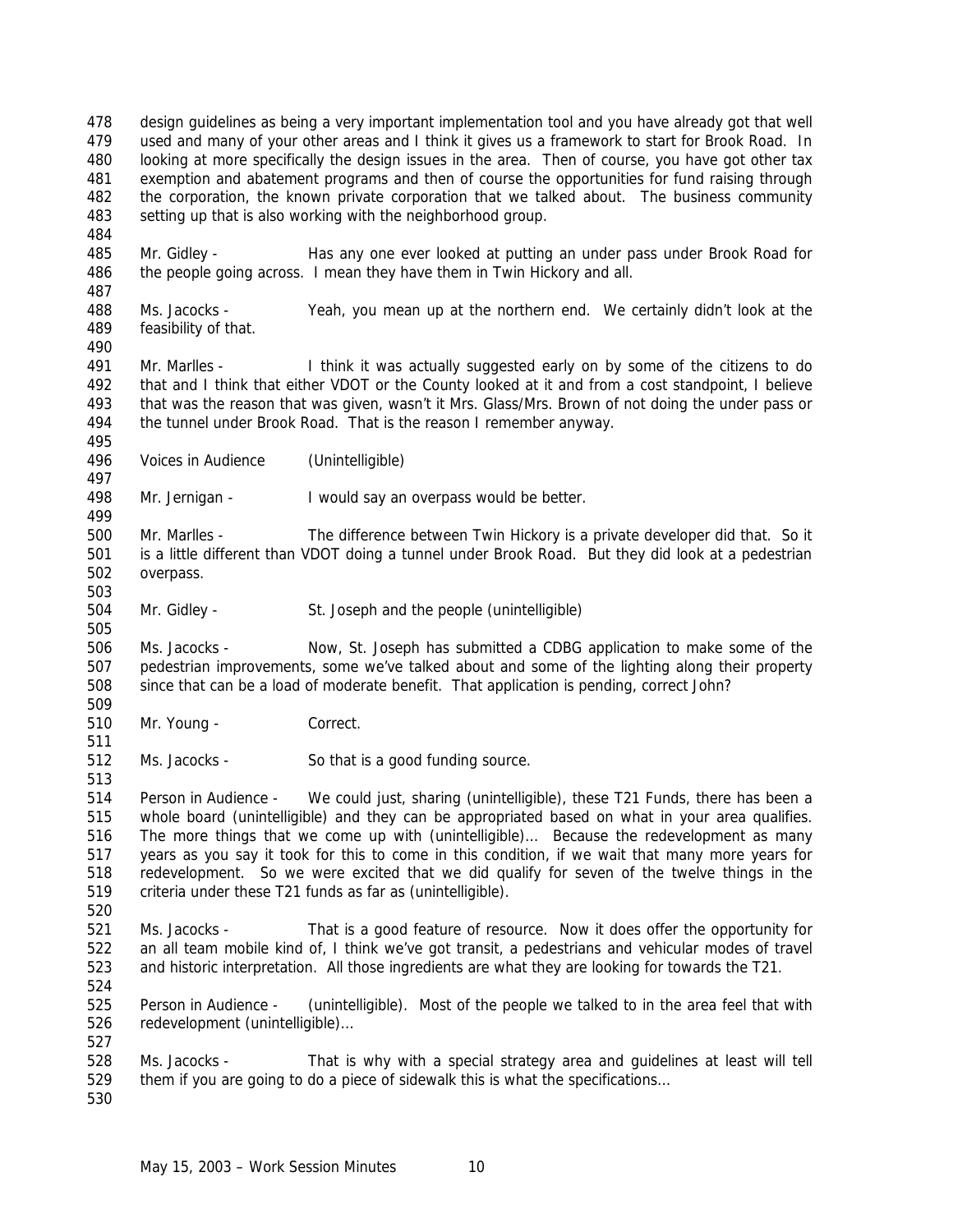design guidelines as being a very important implementation tool and you have already got that well used and many of your other areas and I think it gives us a framework to start for Brook Road. In looking at more specifically the design issues in the area. Then of course, you have got other tax exemption and abatement programs and then of course the opportunities for fund raising through the corporation, the known private corporation that we talked about. The business community setting up that is also working with the neighborhood group.

Mr. Gidley - Has any one ever looked at putting an under pass under Brook Road for the people going across. I mean they have them in Twin Hickory and all.

Ms. Jacocks - Yeah, you mean up at the northern end. We certainly didn't look at the feasibility of that.

Mr. Marlles - I think it was actually suggested early on by some of the citizens to do that and I think that either VDOT or the County looked at it and from a cost standpoint, I believe that was the reason that was given, wasn't it Mrs. Glass/Mrs. Brown of not doing the under pass or the tunnel under Brook Road. That is the reason I remember anyway.

Voices in Audience (Unintelligible)

Mr. Jernigan - I would say an overpass would be better.

Mr. Marlles - The difference between Twin Hickory is a private developer did that. So it is a little different than VDOT doing a tunnel under Brook Road. But they did look at a pedestrian overpass.

Mr. Gidley - St. Joseph and the people (unintelligible)

Ms. Jacocks - Now, St. Joseph has submitted a CDBG application to make some of the pedestrian improvements, some we've talked about and some of the lighting along their property since that can be a load of moderate benefit. That application is pending, correct John?

Mr. Young - Correct.

Ms. Jacocks - So that is a good funding source.

Person in Audience - We could just, sharing (unintelligible), these T21 Funds, there has been a whole board (unintelligible) and they can be appropriated based on what in your area qualifies. The more things that we come up with (unintelligible)… Because the redevelopment as many years as you say it took for this to come in this condition, if we wait that many more years for redevelopment. So we were excited that we did qualify for seven of the twelve things in the criteria under these T21 funds as far as (unintelligible).

Ms. Jacocks - That is a good feature of resource. Now it does offer the opportunity for an all team mobile kind of, I think we've got transit, a pedestrians and vehicular modes of travel and historic interpretation. All those ingredients are what they are looking for towards the T21.

Person in Audience - (unintelligible). Most of the people we talked to in the area feel that with redevelopment (unintelligible)…

Ms. Jacocks - That is why with a special strategy area and guidelines at least will tell them if you are going to do a piece of sidewalk this is what the specifications…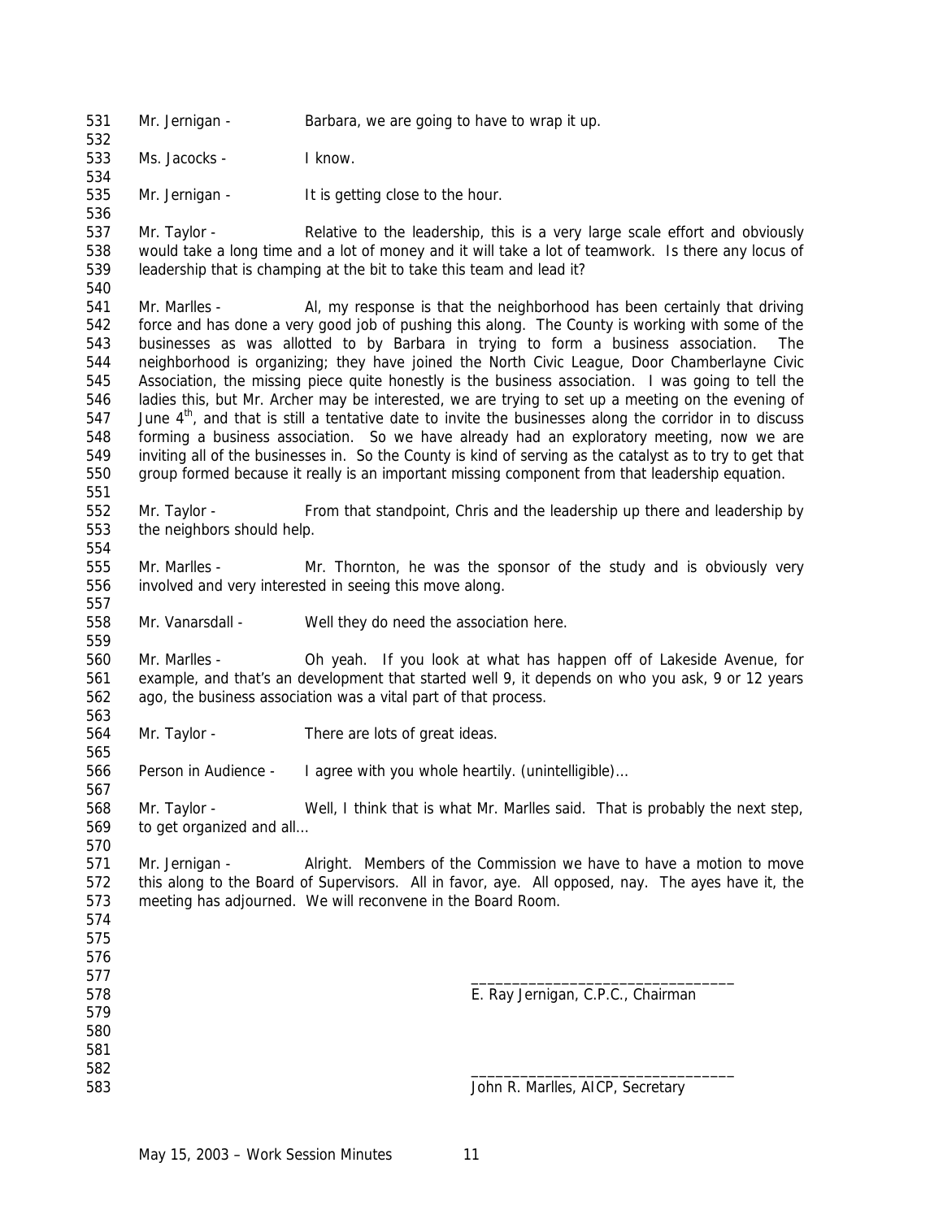Mr. Jernigan - Barbara, we are going to have to wrap it up.

Ms. Jacocks - I know.

Mr. Jernigan - It is getting close to the hour.

Mr. Taylor - Relative to the leadership, this is a very large scale effort and obviously would take a long time and a lot of money and it will take a lot of teamwork. Is there any locus of leadership that is champing at the bit to take this team and lead it?

Mr. Marlles - Al, my response is that the neighborhood has been certainly that driving force and has done a very good job of pushing this along. The County is working with some of the businesses as was allotted to by Barbara in trying to form a business association. The neighborhood is organizing; they have joined the North Civic League, Door Chamberlayne Civic Association, the missing piece quite honestly is the business association. I was going to tell the ladies this, but Mr. Archer may be interested, we are trying to set up a meeting on the evening of June 4th, and that is still a tentative date to invite the businesses along the corridor in to discuss forming a business association. So we have already had an exploratory meeting, now we are inviting all of the businesses in. So the County is kind of serving as the catalyst as to try to get that group formed because it really is an important missing component from that leadership equation.

Mr. Taylor - From that standpoint, Chris and the leadership up there and leadership by the neighbors should help.

Mr. Marlles - Mr. Thornton, he was the sponsor of the study and is obviously very involved and very interested in seeing this move along.

Mr. Vanarsdall - Well they do need the association here.

Mr. Marlles - Oh yeah. If you look at what has happen off of Lakeside Avenue, for example, and that's an development that started well 9, it depends on who you ask, 9 or 12 years ago, the business association was a vital part of that process.

Mr. Taylor - There are lots of great ideas.

Person in Audience - I agree with you whole heartily. (unintelligible)…

Mr. Taylor - Well, I think that is what Mr. Marlles said. That is probably the next step, to get organized and all…

Mr. Jernigan - Alright. Members of the Commission we have to have a motion to move this along to the Board of Supervisors. All in favor, aye. All opposed, nay. The ayes have it, the meeting has adjourned. We will reconvene in the Board Room.

________________________________
E. Ray Jernigan, C.P.C., Chairman

________________________________
John R. Marlles, AICP, Secretary